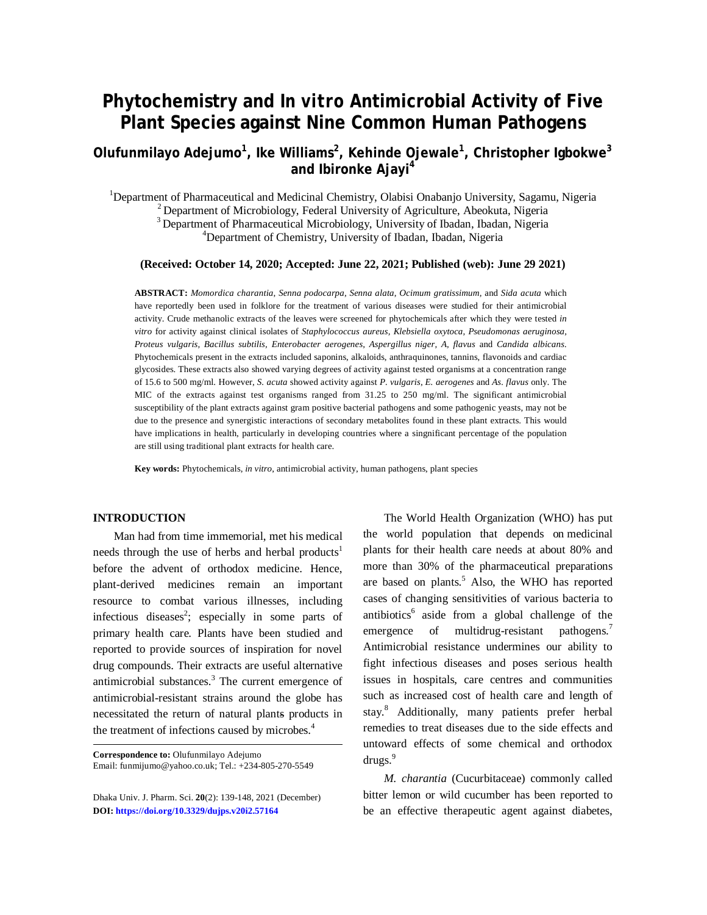# Phytochemistry and In vitro Antimicrobial Activity of Five Plant Species against Nine Common Human Pathogens

**Olufunmilayo Adejumo[1], Ike Williams[2], Kehinde Ojewale[1], Christopher Igbokwe[3] and Ibironke Ajayi[4]**

[1]Department of Pharmaceutical and Medicinal Chemistry, Olabisi Onabanjo University, Sagamu, Nigeria
[2]Department of Microbiology, Federal University of Agriculture, Abeokuta, Nigeria
[3]Department of Pharmaceutical Microbiology, University of Ibadan, Ibadan, Nigeria
[4]Department of Chemistry, University of Ibadan, Ibadan, Nigeria

**(Received: October 14, 2020; Accepted: June 22, 2021; Published (web): June 29 2021)**

**ABSTRACT:** *Momordica charantia*, *Senna podocarpa*, *Senna alata*, *Ocimum gratissimum*, and *Sida acuta* which have reportedly been used in folklore for the treatment of various diseases were studied for their antimicrobial activity. Crude methanolic extracts of the leaves were screened for phytochemicals after which they were tested *in vitro* for activity against clinical isolates of *Staphylococcus aureus*, *Klebsiella oxytoca*, *Pseudomonas aeruginosa*, *Proteus vulgaris*, *Bacillus subtilis*, *Enterobacter aerogenes*, *Aspergillus niger*, *A*, *flavus* and *Candida albicans*. Phytochemicals present in the extracts included saponins, alkaloids, anthraquinones, tannins, flavonoids and cardiac glycosides. These extracts also showed varying degrees of activity against tested organisms at a concentration range of 15.6 to 500 mg/ml. However, *S. acuta* showed activity against *P. vulgaris*, *E. aerogenes* and *As. flavus* only. The MIC of the extracts against test organisms ranged from 31.25 to 250 mg/ml. The significant antimicrobial susceptibility of the plant extracts against gram positive bacterial pathogens and some pathogenic yeasts, may not be due to the presence and synergistic interactions of secondary metabolites found in these plant extracts. This would have implications in health, particularly in developing countries where a singnificant percentage of the population are still using traditional plant extracts for health care.

**Key words:** Phytochemicals, *in vitro*, antimicrobial activity, human pathogens, plant species

## INTRODUCTION

Man had from time immemorial, met his medical needs through the use of herbs and herbal products[1] before the advent of orthodox medicine. Hence, plant-derived medicines remain an important resource to combat various illnesses, including infectious diseases[2]; especially in some parts of primary health care. Plants have been studied and reported to provide sources of inspiration for novel drug compounds. Their extracts are useful alternative antimicrobial substances.[3] The current emergence of antimicrobial-resistant strains around the globe has necessitated the return of natural plants products in the treatment of infections caused by microbes.[4]

The World Health Organization (WHO) has put the world population that depends on medicinal plants for their health care needs at about 80% and more than 30% of the pharmaceutical preparations are based on plants.[5] Also, the WHO has reported cases of changing sensitivities of various bacteria to antibiotics[6] aside from a global challenge of the emergence of multidrug-resistant pathogens.[7] Antimicrobial resistance undermines our ability to fight infectious diseases and poses serious health issues in hospitals, care centres and communities such as increased cost of health care and length of stay.[8] Additionally, many patients prefer herbal remedies to treat diseases due to the side effects and untoward effects of some chemical and orthodox drugs.[9]

*M. charantia* (Cucurbitaceae) commonly called bitter lemon or wild cucumber has been reported to be an effective therapeutic agent against diabetes,

**Correspondence to:** Olufunmilayo Adejumo
Email: funmijumo@yahoo.co.uk; Tel.: +234-805-270-5549

**DOI: https://doi.org/10.3329/dujps.v20i2.57164**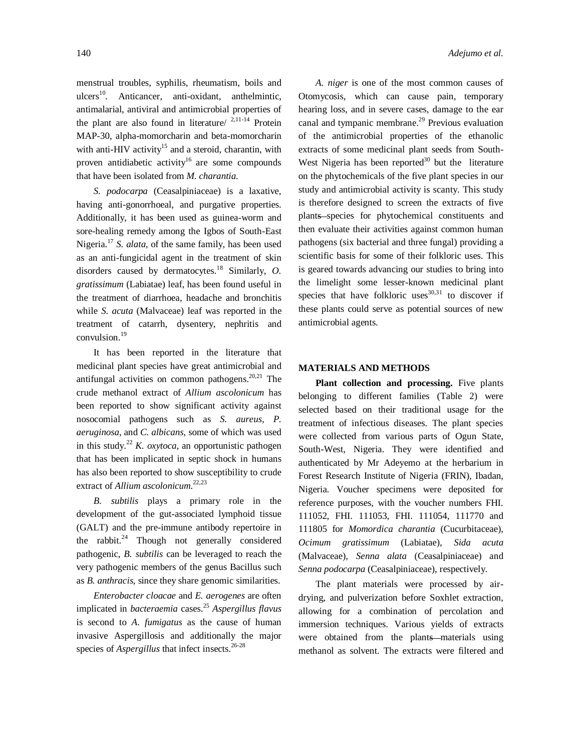menstrual troubles, syphilis, rheumatism, boils and ulcers[10]. Anticancer, anti-oxidant, anthelmintic, antimalarial, antiviral and antimicrobial properties of the plant are also found in literature/ [2,11-14] Protein MAP-30, alpha-momorcharin and beta-momorcharin with anti-HIV activity[15] and a steroid, charantin, with proven antidiabetic activity[16] are some compounds that have been isolated from *M. charantia.*

*S. podocarpa* (Ceasalpiniaceae) is a laxative, having anti-gonorrhoeal, and purgative properties. Additionally, it has been used as guinea-worm and sore-healing remedy among the Igbos of South-East Nigeria.[17] *S. alata*, of the same family, has been used as an anti-fungicidal agent in the treatment of skin disorders caused by dermatocytes.[18] Similarly, *O. gratissimum* (Labiatae) leaf, has been found useful in the treatment of diarrhoea, headache and bronchitis while *S. acuta* (Malvaceae) leaf was reported in the treatment of catarrh, dysentery, nephritis and convulsion.[19]

It has been reported in the literature that medicinal plant species have great antimicrobial and antifungal activities on common pathogens.[20,21] The crude methanol extract of *Allium ascolonicum* has been reported to show significant activity against nosocomial pathogens such as *S. aureus, P. aeruginosa*, and *C. albicans*, some of which was used in this study.[22] *K. oxytoca,* an opportunistic pathogen that has been implicated in septic shock in humans has also been reported to show susceptibility to crude extract of *Allium ascolonicum.*[22,23]

*B. subtilis* plays a primary role in the development of the gut-associated lymphoid tissue (GALT) and the pre-immune antibody repertoire in the rabbit.[24] Though not generally considered pathogenic, *B. subtilis* can be leveraged to reach the very pathogenic members of the genus Bacillus such as *B. anthracis*, since they share genomic similarities.

*Enterobacter cloacae* and *E. aerogenes* are often implicated in *bacteraemia* cases.[25] *Aspergillus flavus* is second to *A. fumigatus* as the cause of human invasive Aspergillosis and additionally the major species of *Aspergillus* that infect insects.[26-28]

*A. niger* is one of the most common causes of Otomycosis, which can cause pain, temporary hearing loss, and in severe cases, damage to the ear canal and tympanic membrane.[29] Previous evaluation of the antimicrobial properties of the ethanolic extracts of some medicinal plant seeds from South-West Nigeria has been reported[30] but the literature on the phytochemicals of the five plant species in our study and antimicrobial activity is scanty. This study is therefore designed to screen the extracts of five plants species for phytochemical constituents and then evaluate their activities against common human pathogens (six bacterial and three fungal) providing a scientific basis for some of their folkloric uses. This is geared towards advancing our studies to bring into the limelight some lesser-known medicinal plant species that have folkloric uses[30,31] to discover if these plants could serve as potential sources of new antimicrobial agents.

## MATERIALS AND METHODS

**Plant collection and processing.** Five plants belonging to different families (Table 2) were selected based on their traditional usage for the treatment of infectious diseases. The plant species were collected from various parts of Ogun State, South-West, Nigeria. They were identified and authenticated by Mr Adeyemo at the herbarium in Forest Research Institute of Nigeria (FRIN), Ibadan, Nigeria. Voucher specimens were deposited for reference purposes, with the voucher numbers FHI. 111052, FHI. 111053, FHI. 111054, 111770 and 111805 for *Momordica charantia* (Cucurbitaceae), *Ocimum gratissimum* (Labiatae), *Sida acuta* (Malvaceae), *Senna alata* (Ceasalpiniaceae) and *Senna podocarpa* (Ceasalpiniaceae), respectively.

The plant materials were processed by air-drying, and pulverization before Soxhlet extraction, allowing for a combination of percolation and immersion techniques. Various yields of extracts were obtained from the plants materials using methanol as solvent. The extracts were filtered and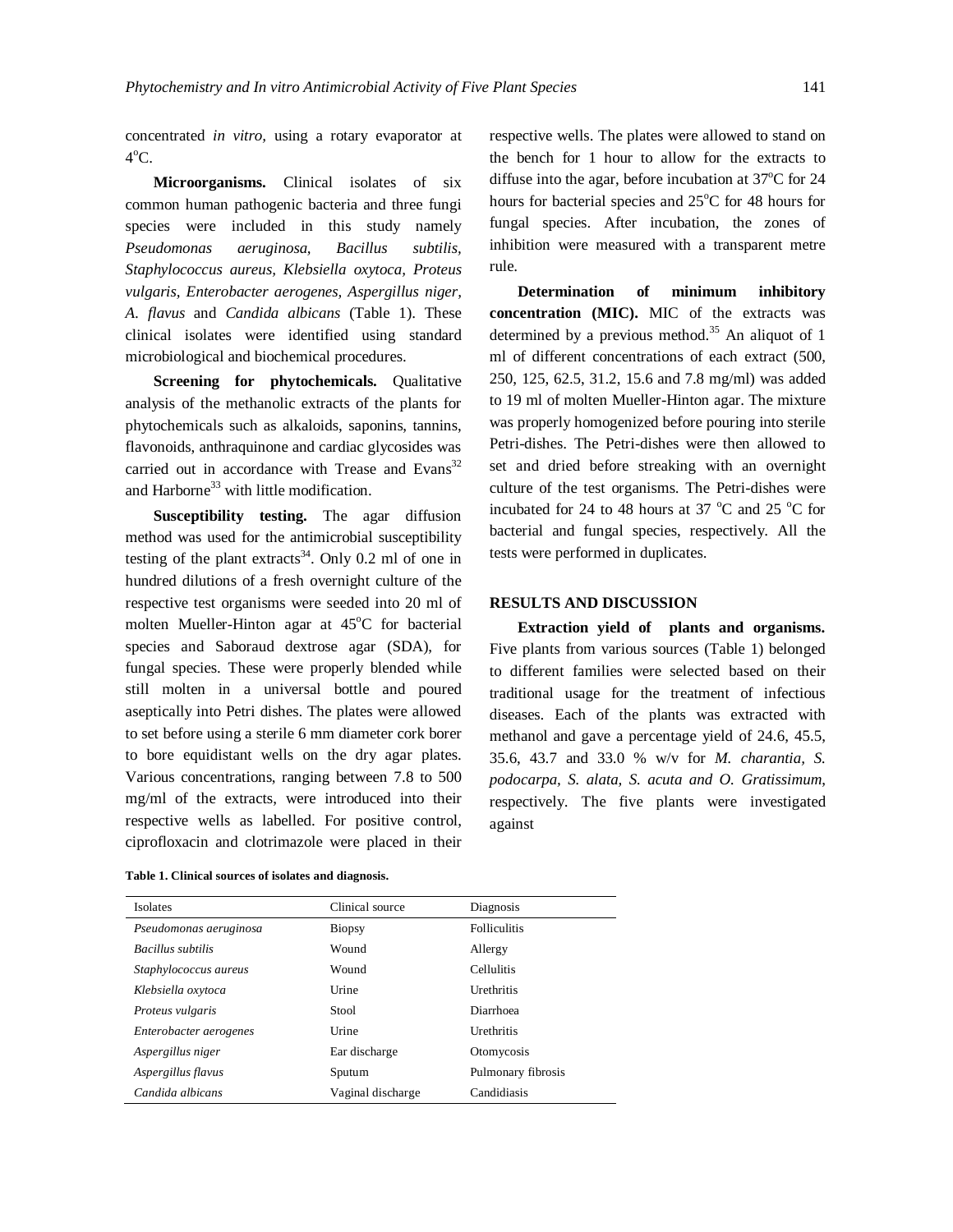concentrated *in vitro*, using a rotary evaporator at 4°C.

**Microorganisms.** Clinical isolates of six common human pathogenic bacteria and three fungi species were included in this study namely *Pseudomonas aeruginosa*, *Bacillus subtilis*, *Staphylococcus aureus*, *Klebsiella oxytoca*, *Proteus vulgaris*, *Enterobacter aerogenes*, *Aspergillus niger*, *A. flavus* and *Candida albicans* (Table 1). These clinical isolates were identified using standard microbiological and biochemical procedures.

**Screening for phytochemicals.** Qualitative analysis of the methanolic extracts of the plants for phytochemicals such as alkaloids, saponins, tannins, flavonoids, anthraquinone and cardiac glycosides was carried out in accordance with Trease and Evans[32] and Harborne[33] with little modification.

**Susceptibility testing.** The agar diffusion method was used for the antimicrobial susceptibility testing of the plant extracts[34]. Only 0.2 ml of one in hundred dilutions of a fresh overnight culture of the respective test organisms were seeded into 20 ml of molten Mueller-Hinton agar at 45°C for bacterial species and Saboraud dextrose agar (SDA), for fungal species. These were properly blended while still molten in a universal bottle and poured aseptically into Petri dishes. The plates were allowed to set before using a sterile 6 mm diameter cork borer to bore equidistant wells on the dry agar plates. Various concentrations, ranging between 7.8 to 500 mg/ml of the extracts, were introduced into their respective wells as labelled. For positive control, ciprofloxacin and clotrimazole were placed in their respective wells. The plates were allowed to stand on the bench for 1 hour to allow for the extracts to diffuse into the agar, before incubation at 37°C for 24 hours for bacterial species and 25°C for 48 hours for fungal species. After incubation, the zones of inhibition were measured with a transparent metre rule.

**Determination of minimum inhibitory concentration (MIC).** MIC of the extracts was determined by a previous method.[35] An aliquot of 1 ml of different concentrations of each extract (500, 250, 125, 62.5, 31.2, 15.6 and 7.8 mg/ml) was added to 19 ml of molten Mueller-Hinton agar. The mixture was properly homogenized before pouring into sterile Petri-dishes. The Petri-dishes were then allowed to set and dried before streaking with an overnight culture of the test organisms. The Petri-dishes were incubated for 24 to 48 hours at 37 °C and 25 °C for bacterial and fungal species, respectively. All the tests were performed in duplicates.

## RESULTS AND DISCUSSION

**Extraction yield of plants and organisms.** Five plants from various sources (Table 1) belonged to different families were selected based on their traditional usage for the treatment of infectious diseases. Each of the plants was extracted with methanol and gave a percentage yield of 24.6, 45.5, 35.6, 43.7 and 33.0 % w/v for *M. charantia*, *S. podocarpa*, *S. alata*, *S. acuta and O. Gratissimum*, respectively. The five plants were investigated against

**Table 1. Clinical sources of isolates and diagnosis.**

| Isolates | Clinical source | Diagnosis |
|---|---|---|
| *Pseudomonas aeruginosa* | Biopsy | Folliculitis |
| *Bacillus subtilis* | Wound | Allergy |
| *Staphylococcus aureus* | Wound | Cellulitis |
| *Klebsiella oxytoca* | Urine | Urethritis |
| *Proteus vulgaris* | Stool | Diarrhoea |
| *Enterobacter aerogenes* | Urine | Urethritis |
| *Aspergillus niger* | Ear discharge | Otomycosis |
| *Aspergillus flavus* | Sputum | Pulmonary fibrosis |
| *Candida albicans* | Vaginal discharge | Candidiasis |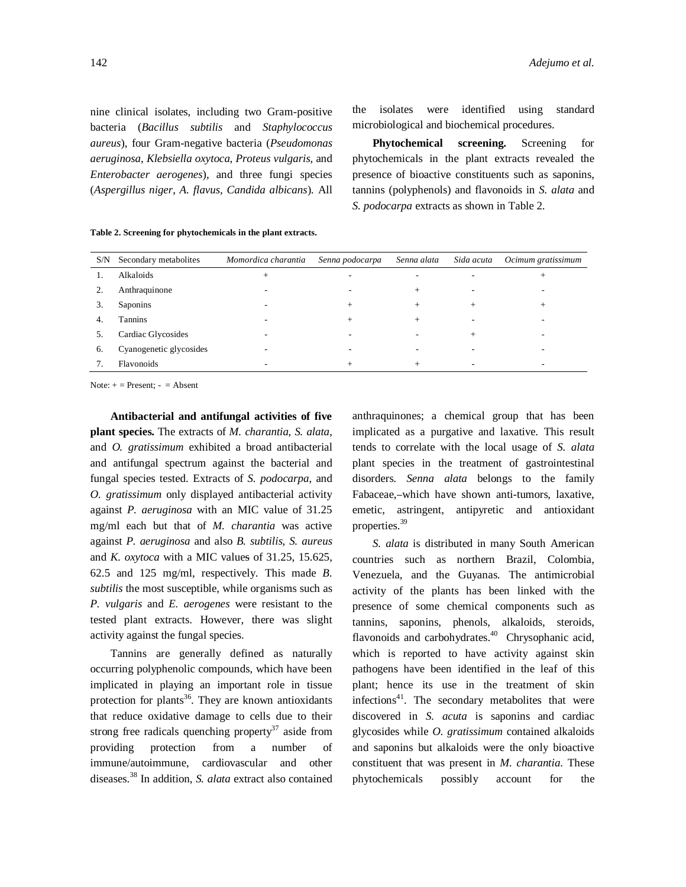nine clinical isolates, including two Gram-positive bacteria (*Bacillus subtilis* and *Staphylococcus aureus*), four Gram-negative bacteria (*Pseudomonas aeruginosa*, *Klebsiella oxytoca*, *Proteus vulgaris*, and *Enterobacter aerogenes*), and three fungi species (*Aspergillus niger, A. flavus, Candida albicans*). All the isolates were identified using standard microbiological and biochemical procedures.

**Phytochemical screening.** Screening for phytochemicals in the plant extracts revealed the presence of bioactive constituents such as saponins, tannins (polyphenols) and flavonoids in *S. alata* and *S. podocarpa* extracts as shown in Table 2.

**Table 2. Screening for phytochemicals in the plant extracts.**

| S/N | Secondary metabolites | *Momordica charantia* | *Senna podocarpa* | *Senna alata* | *Sida acuta* | *Ocimum gratissimum* |
|---|---|---|---|---|---|---|
| 1. | Alkaloids | + | - | - | - | + |
| 2. | Anthraquinone | - | - | + | - | - |
| 3. | Saponins | - | + | + | + | + |
| 4. | Tannins | - | + | + | - | - |
| 5. | Cardiac Glycosides | - | - | - | + | - |
| 6. | Cyanogenetic glycosides | - | - | - | - | - |
| 7. | Flavonoids | - | + | + | - | - |

Note: + = Present; - = Absent

**Antibacterial and antifungal activities of five plant species.** The extracts of *M. charantia*, *S. alata*, and *O. gratissimum* exhibited a broad antibacterial and antifungal spectrum against the bacterial and fungal species tested. Extracts of *S. podocarpa*, and *O. gratissimum* only displayed antibacterial activity against *P. aeruginosa* with an MIC value of 31.25 mg/ml each but that of *M. charantia* was active against *P. aeruginosa* and also *B. subtilis, S. aureus* and *K. oxytoca* with a MIC values of 31.25, 15.625, 62.5 and 125 mg/ml, respectively. This made *B. subtilis* the most susceptible, while organisms such as *P. vulgaris* and *E. aerogenes* were resistant to the tested plant extracts. However, there was slight activity against the fungal species.

Tannins are generally defined as naturally occurring polyphenolic compounds, which have been implicated in playing an important role in tissue protection for plants[36]. They are known antioxidants that reduce oxidative damage to cells due to their strong free radicals quenching property[37] aside from providing protection from a number of immune/autoimmune, cardiovascular and other diseases.[38] In addition, *S. alata* extract also contained anthraquinones; a chemical group that has been implicated as a purgative and laxative. This result tends to correlate with the local usage of *S. alata* plant species in the treatment of gastrointestinal disorders. *Senna alata* belongs to the family Fabaceae,–which have shown anti-tumors, laxative, emetic, astringent, antipyretic and antioxidant properties.[39]

*S. alata* is distributed in many South American countries such as northern Brazil, Colombia, Venezuela, and the Guyanas. The antimicrobial activity of the plants has been linked with the presence of some chemical components such as tannins, saponins, phenols, alkaloids, steroids, flavonoids and carbohydrates.[40] Chrysophanic acid, which is reported to have activity against skin pathogens have been identified in the leaf of this plant; hence its use in the treatment of skin infections[41]. The secondary metabolites that were discovered in *S. acuta* is saponins and cardiac glycosides while *O. gratissimum* contained alkaloids and saponins but alkaloids were the only bioactive constituent that was present in *M. charantia*. These phytochemicals possibly account for the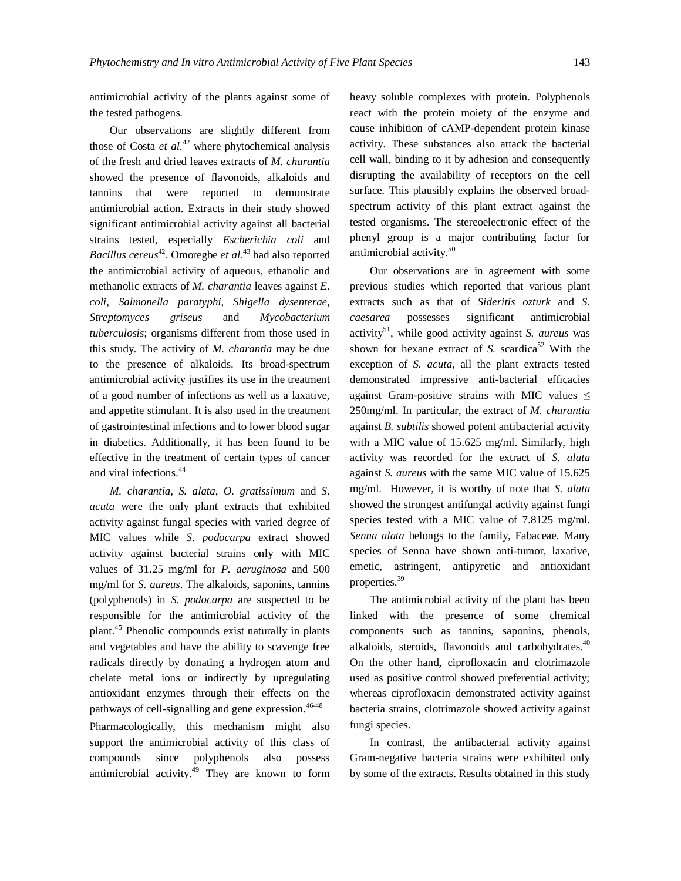antimicrobial activity of the plants against some of the tested pathogens.

Our observations are slightly different from those of Costa *et al.*[42] where phytochemical analysis of the fresh and dried leaves extracts of *M. charantia* showed the presence of flavonoids, alkaloids and tannins that were reported to demonstrate antimicrobial action. Extracts in their study showed significant antimicrobial activity against all bacterial strains tested, especially *Escherichia coli* and *Bacillus cereus*[42]. Omoregbe *et al.*[43] had also reported the antimicrobial activity of aqueous, ethanolic and methanolic extracts of *M. charantia* leaves against *E. coli, Salmonella paratyphi, Shigella dysenterae, Streptomyces griseus* and *Mycobacterium tuberculosis*; organisms different from those used in this study. The activity of *M. charantia* may be due to the presence of alkaloids. Its broad-spectrum antimicrobial activity justifies its use in the treatment of a good number of infections as well as a laxative, and appetite stimulant. It is also used in the treatment of gastrointestinal infections and to lower blood sugar in diabetics. Additionally, it has been found to be effective in the treatment of certain types of cancer and viral infections.[44]

*M. charantia*, *S. alata*, *O. gratissimum* and *S. acuta* were the only plant extracts that exhibited activity against fungal species with varied degree of MIC values while *S. podocarpa* extract showed activity against bacterial strains only with MIC values of 31.25 mg/ml for *P. aeruginosa* and 500 mg/ml for *S. aureus*. The alkaloids, saponins, tannins (polyphenols) in *S. podocarpa* are suspected to be responsible for the antimicrobial activity of the plant.[45] Phenolic compounds exist naturally in plants and vegetables and have the ability to scavenge free radicals directly by donating a hydrogen atom and chelate metal ions or indirectly by upregulating antioxidant enzymes through their effects on the pathways of cell-signalling and gene expression.[46-48] Pharmacologically, this mechanism might also support the antimicrobial activity of this class of compounds since polyphenols also possess antimicrobial activity.[49] They are known to form heavy soluble complexes with protein. Polyphenols react with the protein moiety of the enzyme and cause inhibition of cAMP-dependent protein kinase activity. These substances also attack the bacterial cell wall, binding to it by adhesion and consequently disrupting the availability of receptors on the cell surface. This plausibly explains the observed broad-spectrum activity of this plant extract against the tested organisms. The stereoelectronic effect of the phenyl group is a major contributing factor for antimicrobial activity.[50]

Our observations are in agreement with some previous studies which reported that various plant extracts such as that of *Sideritis ozturk* and *S. caesarea* possesses significant antimicrobial activity[51], while good activity against *S. aureus* was shown for hexane extract of *S.* scardica[52] With the exception of *S. acuta*, all the plant extracts tested demonstrated impressive anti-bacterial efficacies against Gram-positive strains with MIC values $\leq$ 250mg/ml. In particular, the extract of *M. charantia* against *B. subtilis* showed potent antibacterial activity with a MIC value of 15.625 mg/ml. Similarly, high activity was recorded for the extract of *S. alata* against *S. aureus* with the same MIC value of 15.625 mg/ml. However, it is worthy of note that *S. alata* showed the strongest antifungal activity against fungi species tested with a MIC value of 7.8125 mg/ml. *Senna alata* belongs to the family, Fabaceae. Many species of Senna have shown anti-tumor, laxative, emetic, astringent, antipyretic and antioxidant properties.[39]

The antimicrobial activity of the plant has been linked with the presence of some chemical components such as tannins, saponins, phenols, alkaloids, steroids, flavonoids and carbohydrates.[40] On the other hand, ciprofloxacin and clotrimazole used as positive control showed preferential activity; whereas ciprofloxacin demonstrated activity against bacteria strains, clotrimazole showed activity against fungi species.

In contrast, the antibacterial activity against Gram-negative bacteria strains were exhibited only by some of the extracts. Results obtained in this study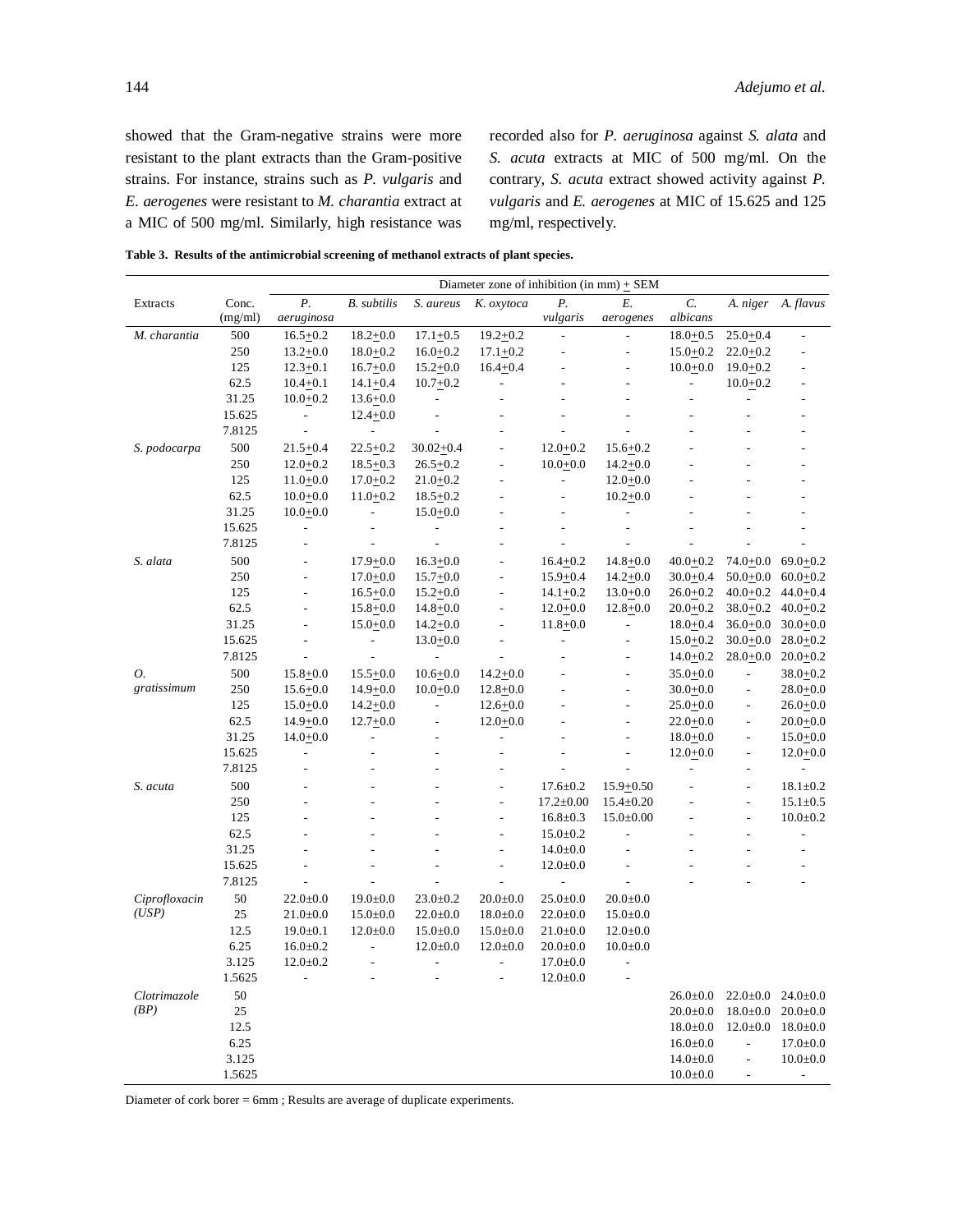showed that the Gram-negative strains were more resistant to the plant extracts than the Gram-positive strains. For instance, strains such as *P. vulgaris* and *E. aerogenes* were resistant to *M. charantia* extract at a MIC of 500 mg/ml. Similarly, high resistance was recorded also for *P. aeruginosa* against *S. alata* and *S. acuta* extracts at MIC of 500 mg/ml. On the contrary, *S. acuta* extract showed activity against *P. vulgaris* and *E. aerogenes* at MIC of 15.625 and 125 mg/ml, respectively.

**Table 3. Results of the antimicrobial screening of methanol extracts of plant species.**

| | | Diameter zone of inhibition (in mm) ± SEM | | | | | | | | |
|---|---|---|---|---|---|---|---|---|---|---|
| Extracts | Conc. (mg/ml) | *P. aeruginosa* | *B. subtilis* | *S. aureus* | *K. oxytoca* | *P. vulgaris* | *E. aerogenes* | *C. albicans* | *A. niger* | *A. flavus* |
| *M. charantia* | 500 | 16.5±0.2 | 18.2±0.0 | 17.1±0.5 | 19.2±0.2 | - | - | 18.0±0.5 | 25.0±0.4 | - |
| | 250 | 13.2±0.0 | 18.0±0.2 | 16.0±0.2 | 17.1±0.2 | - | - | 15.0±0.2 | 22.0±0.2 | - |
| | 125 | 12.3±0.1 | 16.7±0.0 | 15.2±0.0 | 16.4±0.4 | - | - | 10.0±0.0 | 19.0±0.2 | - |
| | 62.5 | 10.4±0.1 | 14.1±0.4 | 10.7±0.2 | - | - | - | - | 10.0±0.2 | - |
| | 31.25 | 10.0±0.2 | 13.6±0.0 | - | - | - | - | - | - | - |
| | 15.625 | - | 12.4±0.0 | - | - | - | - | - | - | - |
| | 7.8125 | - | - | - | - | - | - | - | - | - |
| *S. podocarpa* | 500 | 21.5±0.4 | 22.5±0.2 | 30.02±0.4 | - | 12.0±0.2 | 15.6±0.2 | - | - | - |
| | 250 | 12.0±0.2 | 18.5±0.3 | 26.5±0.2 | - | 10.0±0.0 | 14.2±0.0 | - | - | - |
| | 125 | 11.0±0.0 | 17.0±0.2 | 21.0±0.2 | - | - | 12.0±0.0 | - | - | - |
| | 62.5 | 10.0±0.0 | 11.0±0.2 | 18.5±0.2 | - | - | 10.2±0.0 | - | - | - |
| | 31.25 | 10.0±0.0 | - | 15.0±0.0 | - | - | - | - | - | - |
| | 15.625 | - | - | - | - | - | - | - | - | - |
| | 7.8125 | - | - | - | - | - | - | - | - | - |
| *S. alata* | 500 | - | 17.9±0.0 | 16.3±0.0 | - | 16.4±0.2 | 14.8±0.0 | 40.0±0.2 | 74.0±0.0 | 69.0±0.2 |
| | 250 | - | 17.0±0.0 | 15.7±0.0 | - | 15.9±0.4 | 14.2±0.0 | 30.0±0.4 | 50.0±0.0 | 60.0±0.2 |
| | 125 | - | 16.5±0.0 | 15.2±0.0 | - | 14.1±0.2 | 13.0±0.0 | 26.0±0.2 | 40.0±0.2 | 44.0±0.4 |
| | 62.5 | - | 15.8±0.0 | 14.8±0.0 | - | 12.0±0.0 | 12.8±0.0 | 20.0±0.2 | 38.0±0.2 | 40.0±0.2 |
| | 31.25 | - | 15.0±0.0 | 14.2±0.0 | - | 11.8±0.0 | - | 18.0±0.4 | 36.0±0.0 | 30.0±0.0 |
| | 15.625 | - | - | 13.0±0.0 | - | - | - | 15.0±0.2 | 30.0±0.0 | 28.0±0.2 |
| | 7.8125 | - | - | - | - | - | - | 14.0±0.2 | 28.0±0.0 | 20.0±0.2 |
| *O. gratissimum* | 500 | 15.8±0.0 | 15.5±0.0 | 10.6±0.0 | 14.2±0.0 | - | - | 35.0±0.0 | - | 38.0±0.2 |
| | 250 | 15.6±0.0 | 14.9±0.0 | 10.0±0.0 | 12.8±0.0 | - | - | 30.0±0.0 | - | 28.0±0.0 |
| | 125 | 15.0±0.0 | 14.2±0.0 | - | 12.6±0.0 | - | - | 25.0±0.0 | - | 26.0±0.0 |
| | 62.5 | 14.9±0.0 | 12.7±0.0 | - | 12.0±0.0 | - | - | 22.0±0.0 | - | 20.0±0.0 |
| | 31.25 | 14.0±0.0 | - | - | - | - | - | 18.0±0.0 | - | 15.0±0.0 |
| | 15.625 | - | - | - | - | - | - | 12.0±0.0 | - | 12.0±0.0 |
| | 7.8125 | - | - | - | - | - | - | - | - | - |
| *S. acuta* | 500 | - | - | - | - | 17.6±0.2 | 15.9±0.50 | - | - | 18.1±0.2 |
| | 250 | - | - | - | - | 17.2±0.00 | 15.4±0.20 | - | - | 15.1±0.5 |
| | 125 | - | - | - | - | 16.8±0.3 | 15.0±0.00 | - | - | 10.0±0.2 |
| | 62.5 | - | - | - | - | 15.0±0.2 | - | - | - | - |
| | 31.25 | - | - | - | - | 14.0±0.0 | - | - | - | - |
| | 15.625 | - | - | - | - | 12.0±0.0 | - | - | - | - |
| | 7.8125 | - | - | - | - | - | - | - | - | - |
| *Ciprofloxacin (USP)* | 50 | 22.0±0.0 | 19.0±0.0 | 23.0±0.2 | 20.0±0.0 | 25.0±0.0 | 20.0±0.0 | | | |
| | 25 | 21.0±0.0 | 15.0±0.0 | 22.0±0.0 | 18.0±0.0 | 22.0±0.0 | 15.0±0.0 | | | |
| | 12.5 | 19.0±0.1 | 12.0±0.0 | 15.0±0.0 | 15.0±0.0 | 21.0±0.0 | 12.0±0.0 | | | |
| | 6.25 | 16.0±0.2 | - | 12.0±0.0 | 12.0±0.0 | 20.0±0.0 | 10.0±0.0 | | | |
| | 3.125 | 12.0±0.2 | - | - | - | 17.0±0.0 | - | | | |
| | 1.5625 | - | - | - | - | 12.0±0.0 | - | | | |
| *Clotrimazole (BP)* | 50 | | | | | | | 26.0±0.0 | 22.0±0.0 | 24.0±0.0 |
| | 25 | | | | | | | 20.0±0.0 | 18.0±0.0 | 20.0±0.0 |
| | 12.5 | | | | | | | 18.0±0.0 | 12.0±0.0 | 18.0±0.0 |
| | 6.25 | | | | | | | 16.0±0.0 | - | 17.0±0.0 |
| | 3.125 | | | | | | | 14.0±0.0 | - | 10.0±0.0 |
| | 1.5625 | | | | | | | 10.0±0.0 | - | - |

Diameter of cork borer = 6mm ; Results are average of duplicate experiments.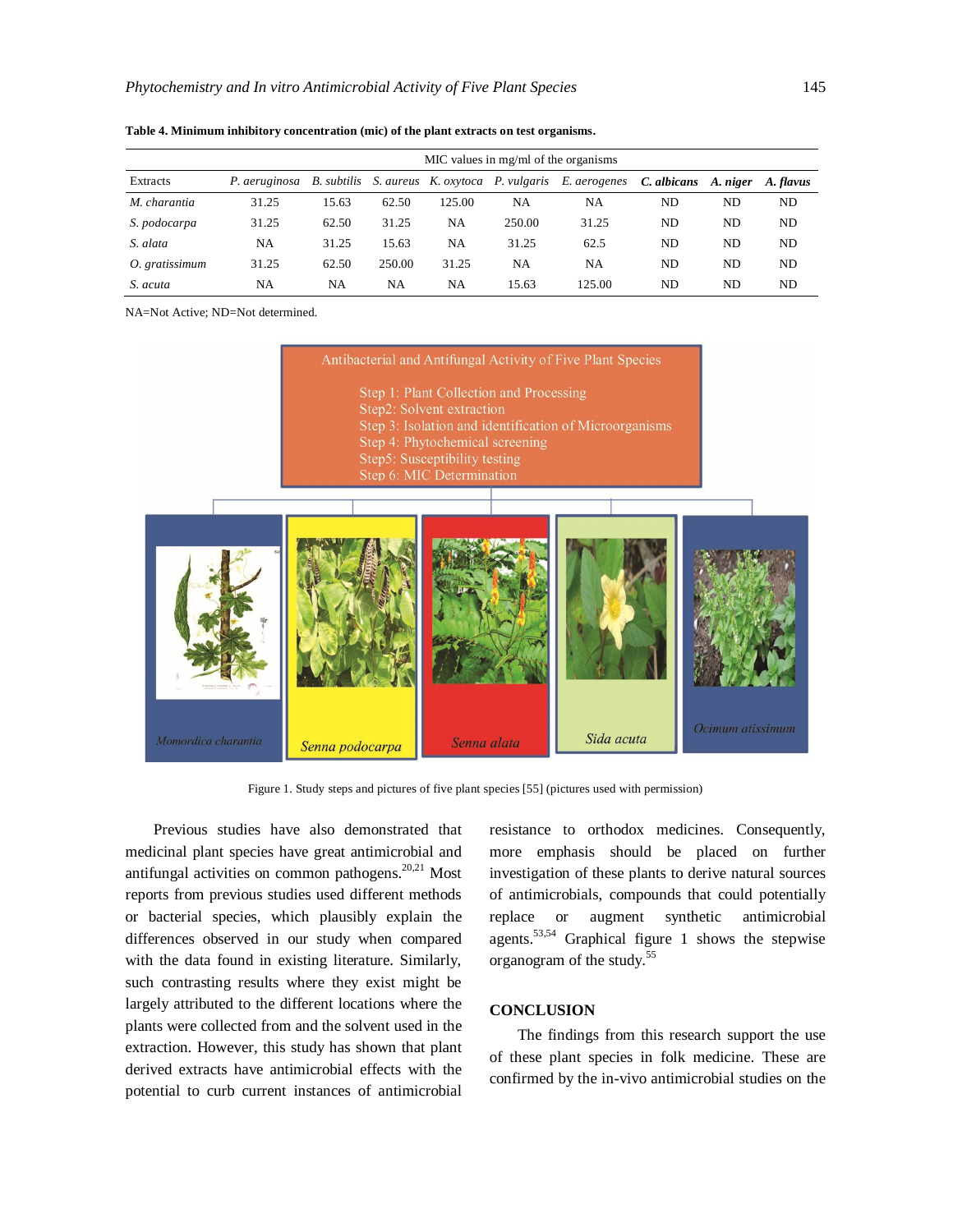**Table 4. Minimum inhibitory concentration (mic) of the plant extracts on test organisms.**

| | MIC values in mg/ml of the organisms | | | | | | | | |
|---|---|---|---|---|---|---|---|---|---|
| Extracts | *P. aeruginosa* | *B. subtilis* | *S. aureus* | *K. oxytoca* | *P. vulgaris* | *E. aerogenes* | ***C. albicans*** | ***A. niger*** | ***A. flavus*** |
| *M. charantia* | 31.25 | 15.63 | 62.50 | 125.00 | NA | NA | ND | ND | ND |
| *S. podocarpa* | 31.25 | 62.50 | 31.25 | NA | 250.00 | 31.25 | ND | ND | ND |
| *S. alata* | NA | 31.25 | 15.63 | NA | 31.25 | 62.5 | ND | ND | ND |
| *O. gratissimum* | 31.25 | 62.50 | 250.00 | 31.25 | NA | NA | ND | ND | ND |
| *S. acuta* | NA | NA | NA | NA | 15.63 | 125.00 | ND | ND | ND |

NA=Not Active; ND=Not determined.

Figure 1. Study steps and pictures of five plant species [55] (pictures used with permission)

Previous studies have also demonstrated that medicinal plant species have great antimicrobial and antifungal activities on common pathogens.[20,21] Most reports from previous studies used different methods or bacterial species, which plausibly explain the differences observed in our study when compared with the data found in existing literature. Similarly, such contrasting results where they exist might be largely attributed to the different locations where the plants were collected from and the solvent used in the extraction. However, this study has shown that plant derived extracts have antimicrobial effects with the potential to curb current instances of antimicrobial resistance to orthodox medicines. Consequently, more emphasis should be placed on further investigation of these plants to derive natural sources of antimicrobials, compounds that could potentially replace or augment synthetic antimicrobial agents.[53,54] Graphical figure 1 shows the stepwise organogram of the study.[55]

## CONCLUSION

The findings from this research support the use of these plant species in folk medicine. These are confirmed by the in-vivo antimicrobial studies on the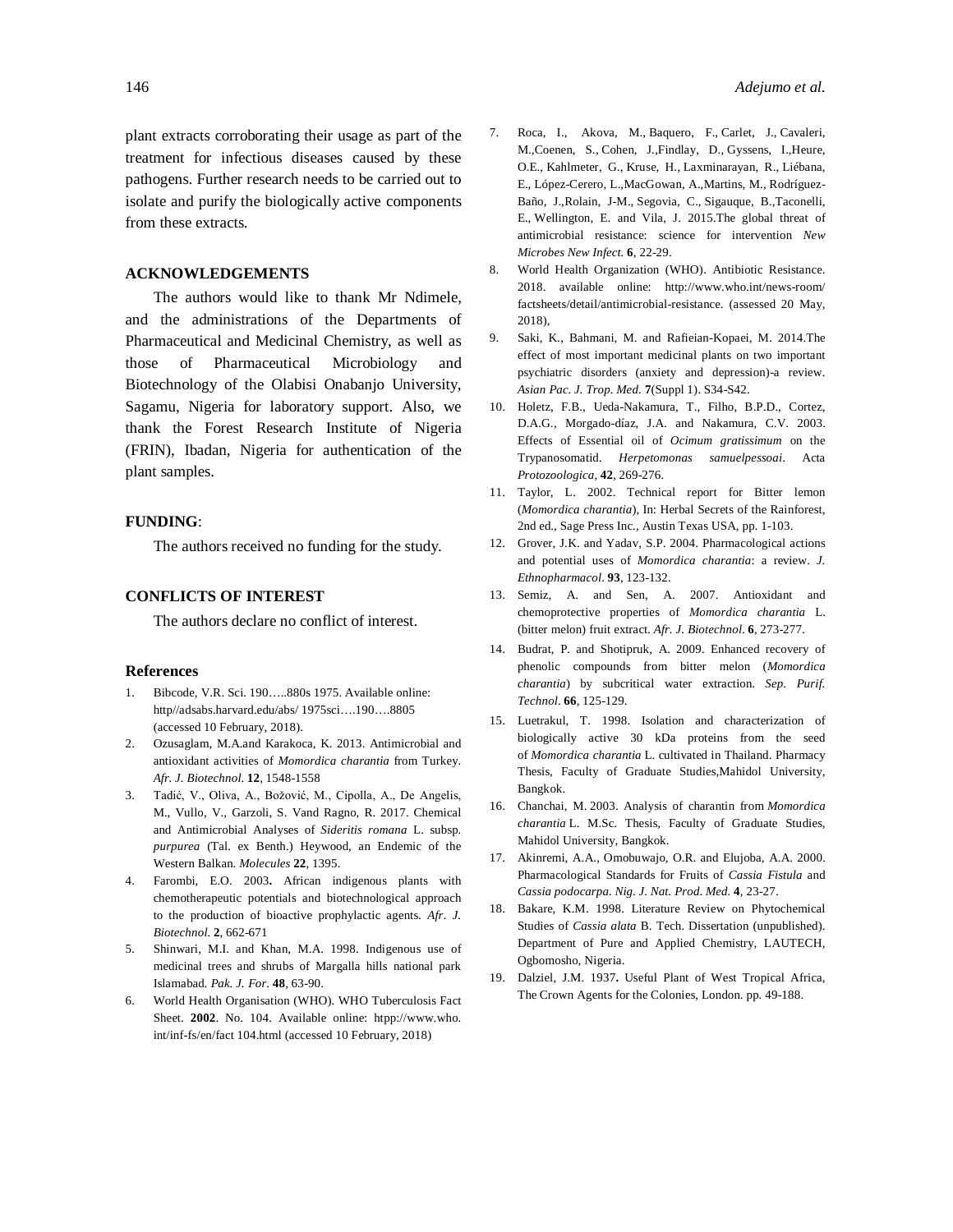plant extracts corroborating their usage as part of the treatment for infectious diseases caused by these pathogens. Further research needs to be carried out to isolate and purify the biologically active components from these extracts.

## ACKNOWLEDGEMENTS

The authors would like to thank Mr Ndimele, and the administrations of the Departments of Pharmaceutical and Medicinal Chemistry, as well as those of Pharmaceutical Microbiology and Biotechnology of the Olabisi Onabanjo University, Sagamu, Nigeria for laboratory support. Also, we thank the Forest Research Institute of Nigeria (FRIN), Ibadan, Nigeria for authentication of the plant samples.

## FUNDING:

The authors received no funding for the study.

## CONFLICTS OF INTEREST

The authors declare no conflict of interest.

## References

1. Bibcode, V.R. Sci. 190…..880s 1975. Available online: http//adsabs.harvard.edu/abs/ 1975sci….190….8805 (accessed 10 February, 2018).
2. Ozusaglam, M.A.and Karakoca, K. 2013. Antimicrobial and antioxidant activities of *Momordica charantia* from Turkey. *Afr. J. Biotechnol.* **12**, 1548-1558
3. Tadić, V., Oliva, A., Božović, M., Cipolla, A., De Angelis, M., Vullo, V., Garzoli, S. Vand Ragno, R. 2017. Chemical and Antimicrobial Analyses of *Sideritis romana* L. subsp. *purpurea* (Tal. ex Benth.) Heywood, an Endemic of the Western Balkan. *Molecules* **22**, 1395.
4. Farombi, E.O. 2003**.** African indigenous plants with chemotherapeutic potentials and biotechnological approach to the production of bioactive prophylactic agents*. Afr. J. Biotechnol.* **2**, 662-671
5. Shinwari, M.I. and Khan, M.A. 1998. Indigenous use of medicinal trees and shrubs of Margalla hills national park Islamabad*. Pak. J. For.* **48**, 63-90.
6. World Health Organisation (WHO). WHO Tuberculosis Fact Sheet. **2002**. No. 104. Available online: htpp://www.who. int/inf-fs/en/fact 104.html (accessed 10 February, 2018)
7. Roca, I., Akova, M., Baquero, F., Carlet, J., Cavaleri, M.,Coenen, S., Cohen, J.,Findlay, D., Gyssens, I.,Heure, O.E., Kahlmeter, G., Kruse, H., Laxminarayan, R., Liébana, E., López-Cerero, L.,MacGowan, A.,Martins, M., Rodríguez-Baño, J.,Rolain, J-M., Segovia, C., Sigauque, B.,Taconelli, E., Wellington, E. and Vila, J. 2015.The global threat of antimicrobial resistance: science for intervention *New Microbes New Infect.* **6**, 22-29.
8. World Health Organization (WHO). Antibiotic Resistance. 2018. available online: http://www.who.int/news-room/ factsheets/detail/antimicrobial-resistance. (assessed 20 May, 2018),
9. Saki, K., Bahmani, M. and Rafieian-Kopaei, M. 2014.The effect of most important medicinal plants on two important psychiatric disorders (anxiety and depression)-a review. *Asian Pac. J. Trop. Med.* **7**(Suppl 1). S34-S42.
10. Holetz, F.B., Ueda-Nakamura, T., Filho, B.P.D., Cortez, D.A.G., Morgado-díaz, J.A. and Nakamura, C.V. 2003. Effects of Essential oil of *Ocimum gratissimum* on the Trypanosomatid. *Herpetomonas samuelpessoai*. Acta *Protozoologica*, **42**, 269-276.
11. Taylor, L. 2002. Technical report for Bitter lemon (*Momordica charantia*), In: Herbal Secrets of the Rainforest, 2nd ed., Sage Press Inc., Austin Texas USA, pp. 1-103.
12. Grover, J.K. and Yadav, S.P. 2004. Pharmacological actions and potential uses of *Momordica charantia*: a review. *J. Ethnopharmacol.* **93**, 123-132.
13. Semiz, A. and Sen, A. 2007. Antioxidant and chemoprotective properties of *Momordica charantia* L. (bitter melon) fruit extract. *Afr. J. Biotechnol.* **6**, 273-277.
14. Budrat, P. and Shotipruk, A. 2009. Enhanced recovery of phenolic compounds from bitter melon (*Momordica charantia*) by subcritical water extraction. *Sep. Purif. Technol.* **66**, 125-129.
15. Luetrakul, T. 1998. Isolation and characterization of biologically active 30 kDa proteins from the seed of *Momordica charantia* L. cultivated in Thailand. Pharmacy Thesis, Faculty of Graduate Studies,Mahidol University, Bangkok.
16. Chanchai, M. 2003. Analysis of charantin from *Momordica charantia* L. M.Sc. Thesis, Faculty of Graduate Studies, Mahidol University, Bangkok.
17. Akinremi, A.A., Omobuwajo, O.R. and Elujoba, A.A. 2000. Pharmacological Standards for Fruits of *Cassia Fistula* and *Cassia podocarpa*. *Nig. J. Nat. Prod. Med.* **4**, 23-27.
18. Bakare, K.M. 1998. Literature Review on Phytochemical Studies of *Cassia alata* B. Tech. Dissertation (unpublished). Department of Pure and Applied Chemistry, LAUTECH, Ogbomosho, Nigeria.
19. Dalziel, J.M. 1937**.** Useful Plant of West Tropical Africa, The Crown Agents for the Colonies, London. pp. 49-188.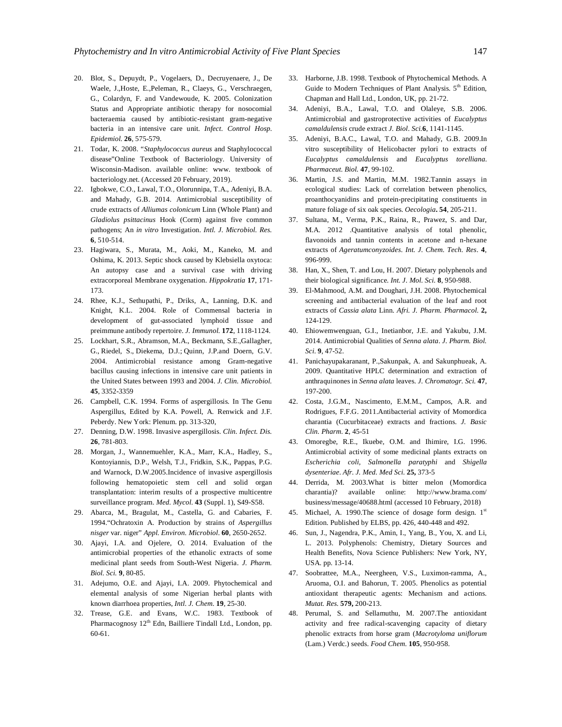20. Blot, S., Depuydt, P., Vogelaers, D., Decruyenaere, J., De Waele, J.,Hoste, E.,Peleman, R., Claeys, G., Verschraegen, G., Colardyn, F. and Vandewoude, K. 2005. Colonization Status and Appropriate antibiotic therapy for nosocomial bacteraemia caused by antibiotic-resistant gram-negative bacteria in an intensive care unit. *Infect. Control Hosp. Epidemiol.* **26**, 575-579.
21. Todar, K. 2008. "*Staphylococcus aureus* and Staphylococcal disease"Online Textbook of Bacteriology. University of Wisconsin-Madison. available online: www. textbook of bacteriology.net. (Accessed 20 February, 2019).
22. Igbokwe, C.O., Lawal, T.O., Olorunnipa, T.A., Adeniyi, B.A. and Mahady, G.B. 2014. Antimicrobial susceptibility of crude extracts of *Alliumas colonicum* Linn (Whole Plant) and *Gladiolus psittacinus* Hook (Corm) against five common pathogens; An *in vitro* Investigation. *Intl. J. Microbiol. Res.* **6**, 510-514.
23. Hagiwara, S., Murata, M., Aoki, M., Kaneko, M. and Oshima, K. 2013. Septic shock caused by Klebsiella oxytoca: An autopsy case and a survival case with driving extracorporeal Membrane oxygenation. *Hippokratia* **17**, 171-173.
24. Rhee, K.J., Sethupathi, P., Driks, A., Lanning, D.K. and Knight, K.L. 2004. Role of Commensal bacteria in development of gut-associated lymphoid tissue and preimmune antibody repertoire. *J. Immunol.* **172**, 1118-1124.
25. Lockhart, S.R., Abramson, M.A., Beckmann, S.E.,Gallagher, G., Riedel, S., Diekema, D.J.; Quinn, J.P.and Doern, G.V. 2004. Antimicrobial resistance among Gram-negative bacillus causing infections in intensive care unit patients in the United States between 1993 and 2004. *J. Clin. Microbiol.* **45**, 3352-3359
26. Campbell, C.K. 1994. Forms of aspergillosis. In The Genu Aspergillus, Edited by K.A. Powell, A. Renwick and J.F. Peberdy. New York: Plenum. pp. 313-320,
27. Denning, D.W. 1998. Invasive aspergillosis. *Clin. Infect. Dis.* **26**, 781-803.
28. Morgan, J., Wannemuehler, K.A., Marr, K.A., Hadley, S., Kontoyiannis, D.P., Welsh, T.J., Fridkin, S.K., Pappas, P.G. and Warnock, D.W.2005.Incidence of invasive aspergillosis following hematopoietic stem cell and solid organ transplantation: interim results of a prospective multicentre surveillance program. *Med. Mycol.* **43** (Suppl. 1), S49-S58.
29. Abarca, M., Bragulat, M., Castella, G. and Cabaries, F. 1994."Ochratoxin A. Production by strains of *Aspergillus nisger* var. niger" *Appl. Environ. Microbiol*. **60**, 2650-2652.
30. Ajayi, I.A. and Ojelere, O. 2014. Evaluation of the antimicrobial properties of the ethanolic extracts of some medicinal plant seeds from South-West Nigeria. *J. Pharm. Biol. Sci.* **9**, 80-85.
31. Adejumo, O.E. and Ajayi, I.A. 2009. Phytochemical and elemental analysis of some Nigerian herbal plants with known diarrhoea properties, *Intl. J. Chem.* **19**, 25-30.
32. Trease, G.E. and Evans, W.C. 1983. Textbook of Pharmacognosy 12th Edn, Bailliere Tindall Ltd., London, pp. 60-61.
33. Harborne, J.B. 1998. Textbook of Phytochemical Methods. A Guide to Modern Techniques of Plant Analysis. 5th Edition, Chapman and Hall Ltd., London, UK, pp. 21-72.
34. Adeniyi, B.A., Lawal, T.O. and Olaleye, S.B. 2006. Antimicrobial and gastroprotective activities of *Eucalyptus camaldulensis* crude extract *J. Biol. Sci.***6**, 1141-1145.
35. Adeniyi, B.A.C., Lawal, T.O. and Mahady, G.B. 2009.In vitro susceptibility of Helicobacter pylori to extracts of *Eucalyptus camaldulensis* and *Eucalyptus torelliana. Pharmaceut. Biol.* **47**, 99-102.
36. Martin, J.S. and Martin, M.M. 1982.Tannin assays in ecological studies: Lack of correlation between phenolics, proanthocyanidins and protein-precipitating constituents in mature foliage of six oak species. *Oecologia*. **54**, 205-211.
37. Sultana, M., Verma, P.K., Raina, R., Prawez, S. and Dar, M.A. 2012 .Quantitative analysis of total phenolic, flavonoids and tannin contents in acetone and n-hexane extracts of *Ageratumconyzoides*. *Int. J. Chem. Tech. Res*. **4**, 996-999.
38. Han, X., Shen, T. and Lou, H. 2007. Dietary polyphenols and their biological significance. *Int. J. Mol. Sci.* **8**, 950-988.
39. El-Mahmood, A.M. and Doughari, J.H. 2008. Phytochemical screening and antibacterial evaluation of the leaf and root extracts of *Cassia alata* Linn. *Afri. J. Pharm. Pharmacol.* **2,** 124-129.
40. Ehiowemwenguan, G.I., Inetianbor, J.E. and Yakubu, J.M. 2014. Antimicrobial Qualities of *Senna alata*. *J. Pharm. Biol. Sci.* **9**, 47-52.
41. Panichayupakaranant, P.,Sakunpak, A. and Sakunphueak, A. 2009. Quantitative HPLC determination and extraction of anthraquinones in *Senna alata* leaves. *J. Chromatogr. Sci.* **47**, 197-200.
42. Costa, J.G.M., Nascimento, E.M.M., Campos, A.R. and Rodrigues, F.F.G. 2011.Antibacterial activity of Momordica charantia (Cucurbitaceae) extracts and fractions. *J. Basic Clin. Pharm.* **2**, 45-51
43. Omoregbe, R.E., Ikuebe, O.M. and Ihimire, I.G. 1996. Antimicrobial activity of some medicinal plants extracts on *Escherichia coli*, *Salmonella paratyphi* and *Shigella dysenteriae*. *Afr. J. Med. Med Sci.* **25,** 373-5
44. Derrida, M. 2003.What is bitter melon (Momordica charantia)? available online: http://www.brama.com/business/message/40688.html (accessed 10 February, 2018)
45. Michael, A. 1990.The science of dosage form design. 1st Edition. Published by ELBS, pp. 426, 440-448 and 492.
46. Sun, J., Nagendra, P.K., Amin, I., Yang, B., You, X. and Li, L. 2013. Polyphenols: Chemistry, Dietary Sources and Health Benefits, Nova Science Publishers: New York, NY, USA. pp. 13-14.
47. Soobrattee, M.A., Neergheen, V.S., Luximon-ramma, A., Aruoma, O.I. and Bahorun, T. 2005. Phenolics as potential antioxidant therapeutic agents: Mechanism and actions. *Mutat. Res.* **579,** 200-213.
48. Perumal, S. and Sellamuthu, M. 2007.The antioxidant activity and free radical-scavenging capacity of dietary phenolic extracts from horse gram (*Macrotyloma uniflorum* (Lam.) Verdc.) seeds. *Food Chem.* **105**, 950-958.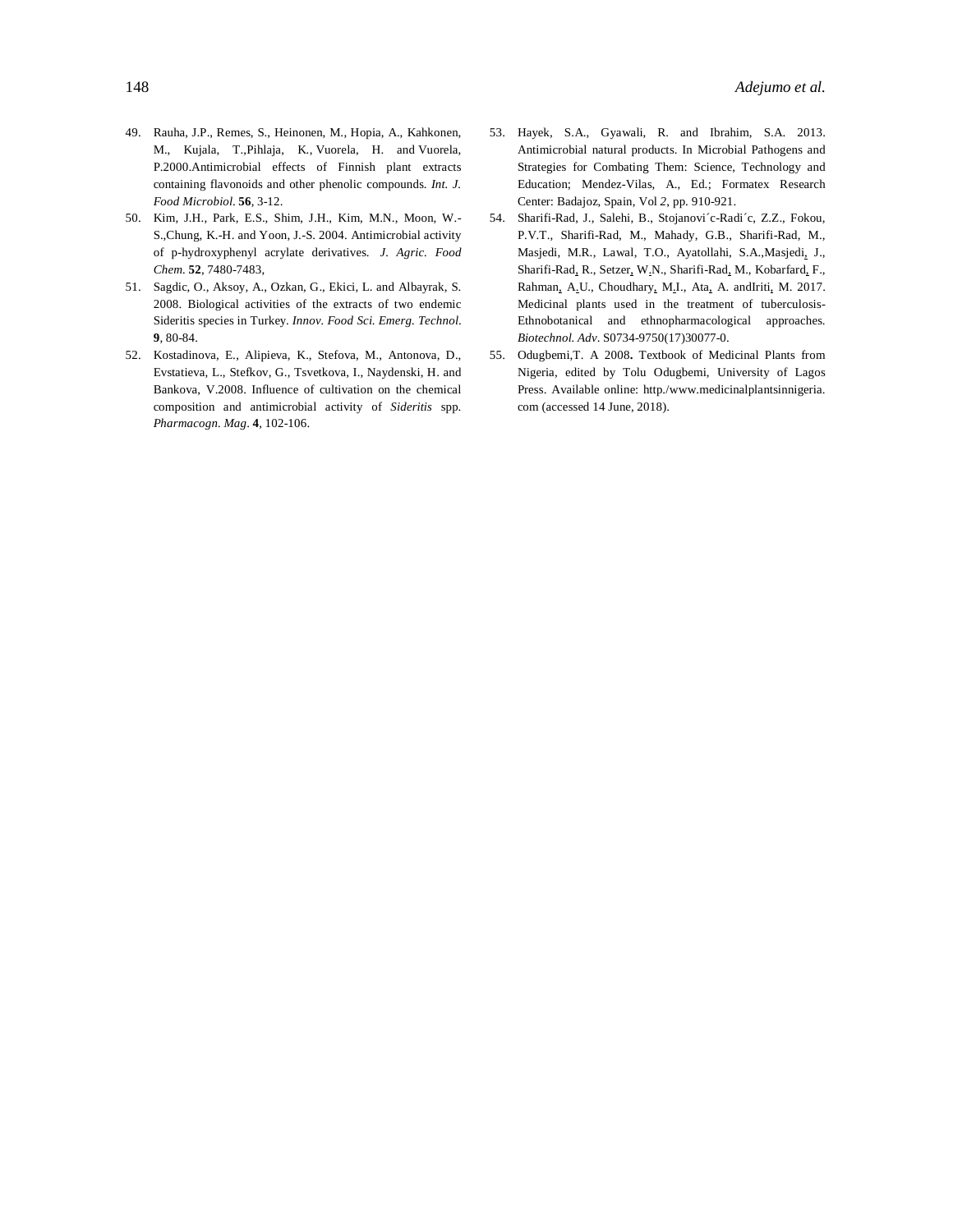49. Rauha, J.P., Remes, S., Heinonen, M., Hopia, A., Kahkonen, M., Kujala, T.,Pihlaja, K., Vuorela, H. and Vuorela, P.2000.Antimicrobial effects of Finnish plant extracts containing flavonoids and other phenolic compounds. *Int. J. Food Microbiol*. **56**, 3-12.
50. Kim, J.H., Park, E.S., Shim, J.H., Kim, M.N., Moon, W.-S.,Chung, K.-H. and Yoon, J.-S. 2004. Antimicrobial activity of p-hydroxyphenyl acrylate derivatives. *J. Agric. Food Chem*. **52**, 7480-7483,
51. Sagdic, O., Aksoy, A., Ozkan, G., Ekici, L. and Albayrak, S. 2008. Biological activities of the extracts of two endemic Sideritis species in Turkey. *Innov. Food Sci. Emerg. Technol*. **9**, 80-84.
52. Kostadinova, E., Alipieva, K., Stefova, M., Antonova, D., Evstatieva, L., Stefkov, G., Tsvetkova, I., Naydenski, H. and Bankova, V.2008. Influence of cultivation on the chemical composition and antimicrobial activity of *Sideritis* spp. *Pharmacogn. Mag*. **4**, 102-106.
53. Hayek, S.A., Gyawali, R. and Ibrahim, S.A. 2013. Antimicrobial natural products. In Microbial Pathogens and Strategies for Combating Them: Science, Technology and Education; Mendez-Vilas, A., Ed.; Formatex Research Center: Badajoz, Spain, Vol *2*, pp. 910-921.
54. Sharifi-Rad, J., Salehi, B., Stojanovi´c-Radi´c, Z.Z., Fokou, P.V.T., Sharifi-Rad, M., Mahady, G.B., Sharifi-Rad, M., Masjedi, M.R., Lawal, T.O., Ayatollahi, S.A.,Masjedi, J., Sharifi-Rad, R., Setzer, W.N., Sharifi-Rad, M., Kobarfard, F., Rahman, A.U., Choudhary, M.I., Ata, A. andIriti, M. 2017. Medicinal plants used in the treatment of tuberculosis-Ethnobotanical and ethnopharmacological approaches. *Biotechnol. Adv*. S0734-9750(17)30077-0.
55. Odugbemi,T. A 2008**.** Textbook of Medicinal Plants from Nigeria, edited by Tolu Odugbemi, University of Lagos Press. Available online: http./www.medicinalplantsinnigeria.com (accessed 14 June, 2018).